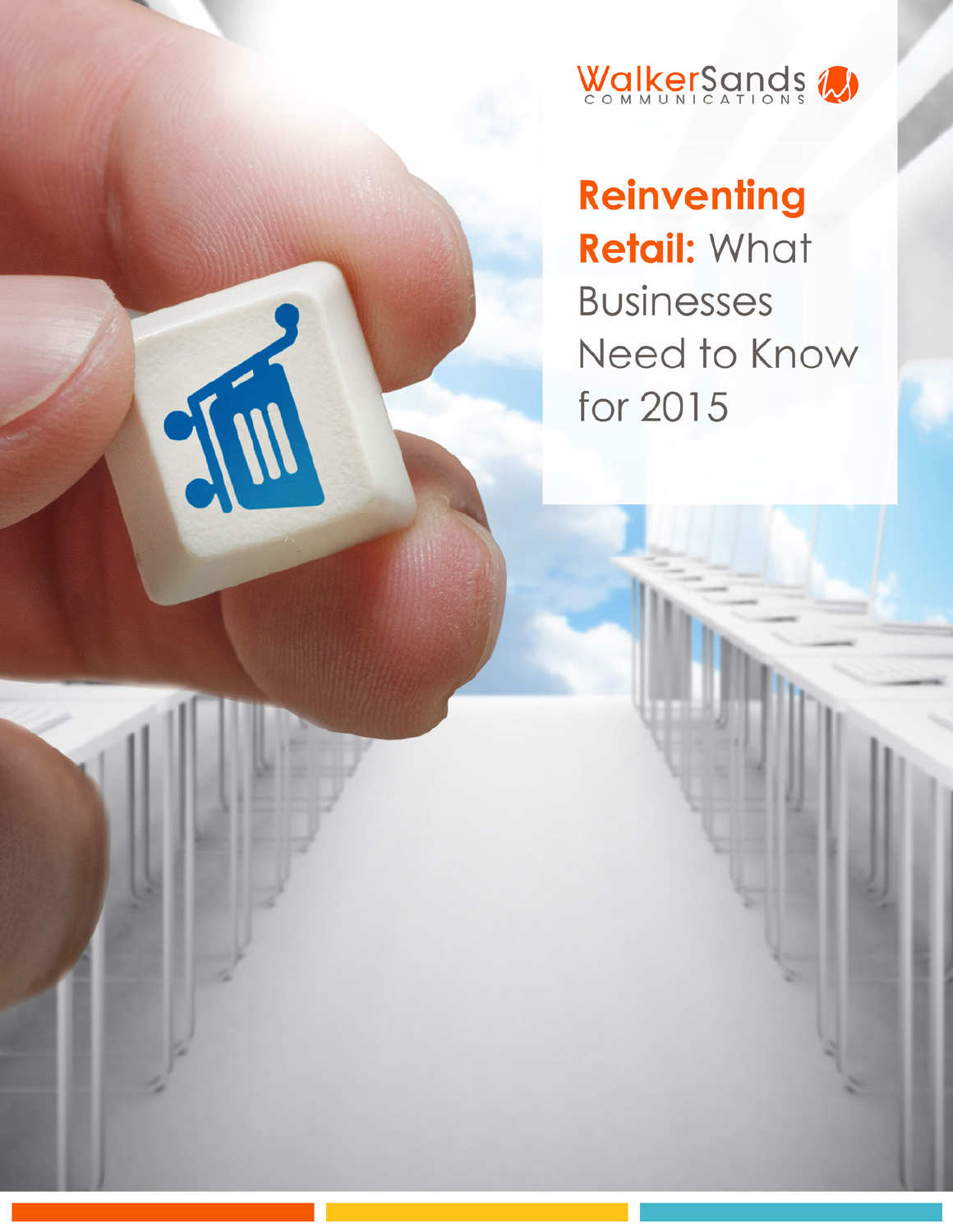WalkerSands COMMUNICATIONS

# Reinventing Retail: What Businesses Need to Know for 2015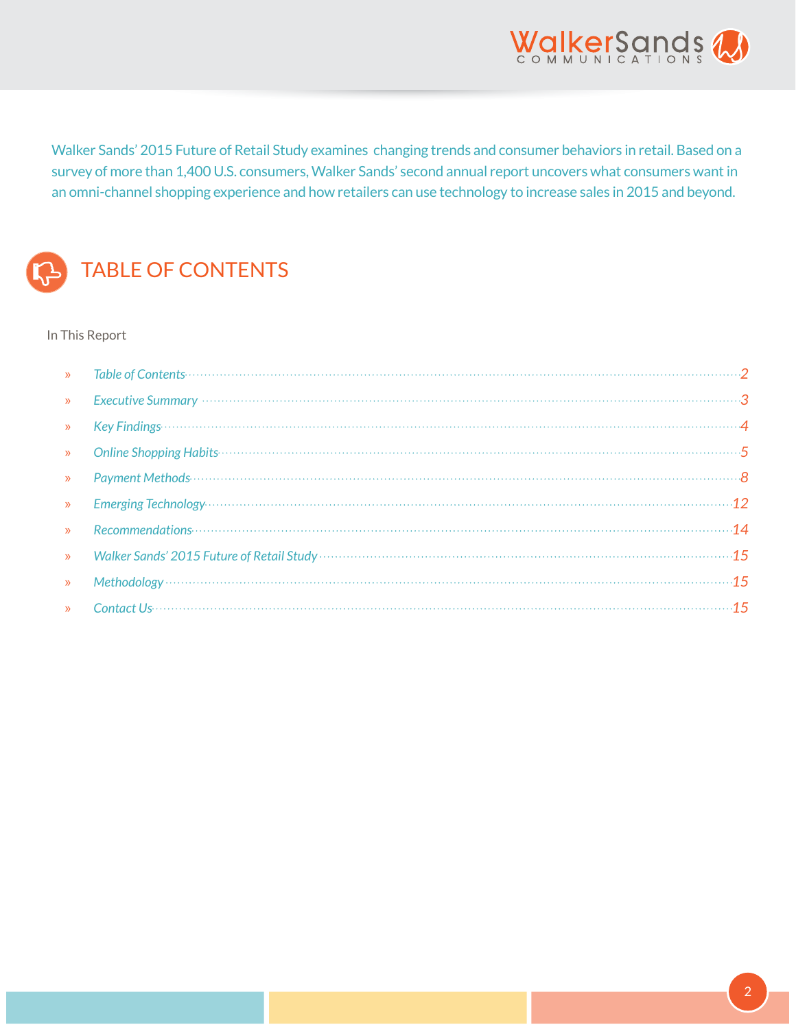Walker Sands' 2015 Future of Retail Study examines changing trends and consumer behaviors in retail. Based on a survey of more than 1,400 U.S. consumers, Walker Sands' second annual report uncovers what consumers want in an omni-channel shopping experience and how retailers can use technology to increase sales in 2015 and beyond.

# TABLE OF CONTENTS

In This Report

- *Table of Contents* ........ 2
- *Executive Summary* ........ 3
- *Key Findings* ........ 4
- *Online Shopping Habits* ........ 5
- *Payment Methods* ........ 8
- *Emerging Technology* ........ 12
- *Recommendations* ........ 14
- *Walker Sands' 2015 Future of Retail Study* ........ 15
- *Methodology* ........ 15
- *Contact Us* ........ 15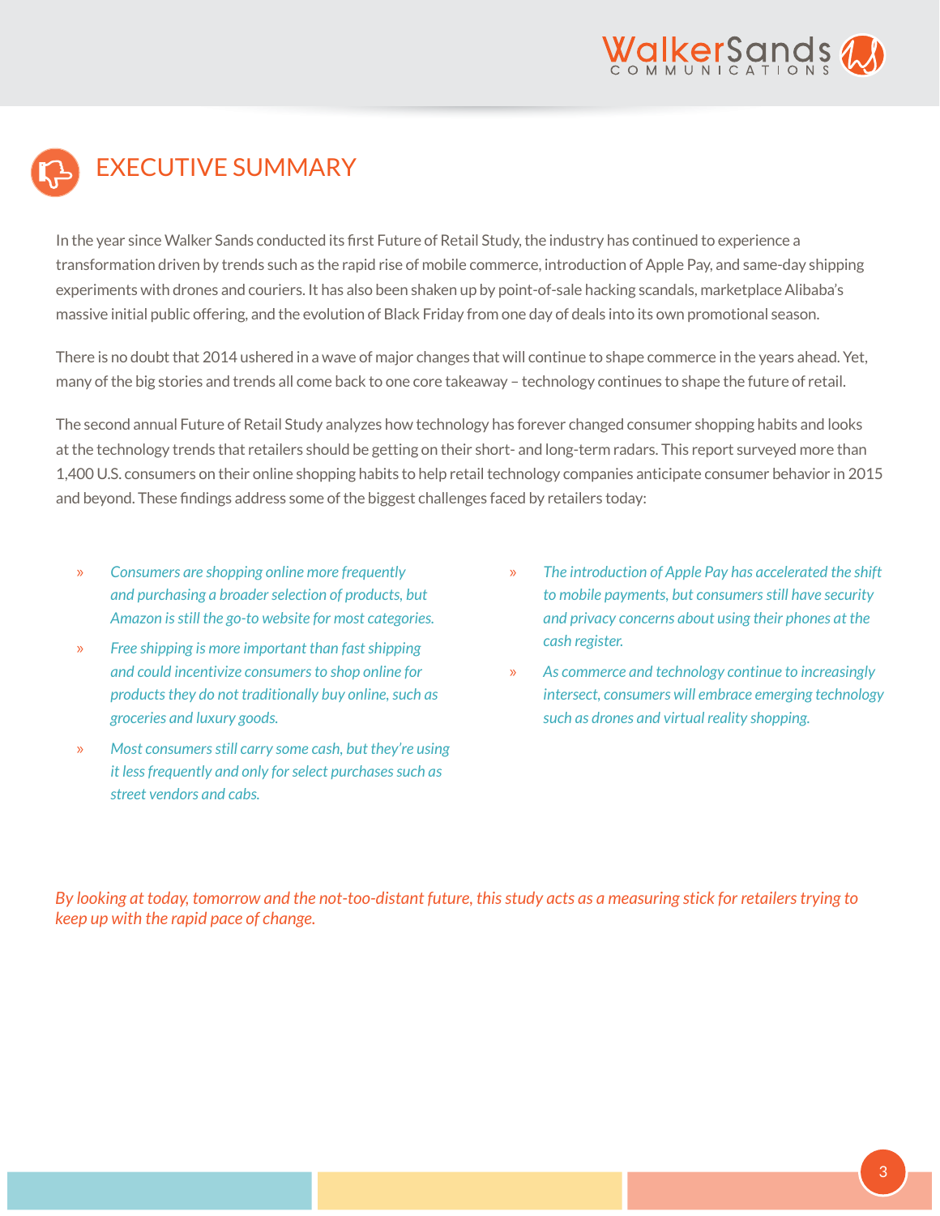# EXECUTIVE SUMMARY

In the year since Walker Sands conducted its first Future of Retail Study, the industry has continued to experience a transformation driven by trends such as the rapid rise of mobile commerce, introduction of Apple Pay, and same-day shipping experiments with drones and couriers. It has also been shaken up by point-of-sale hacking scandals, marketplace Alibaba's massive initial public offering, and the evolution of Black Friday from one day of deals into its own promotional season.

There is no doubt that 2014 ushered in a wave of major changes that will continue to shape commerce in the years ahead. Yet, many of the big stories and trends all come back to one core takeaway – technology continues to shape the future of retail.

The second annual Future of Retail Study analyzes how technology has forever changed consumer shopping habits and looks at the technology trends that retailers should be getting on their short- and long-term radars. This report surveyed more than 1,400 U.S. consumers on their online shopping habits to help retail technology companies anticipate consumer behavior in 2015 and beyond. These findings address some of the biggest challenges faced by retailers today:

- *Consumers are shopping online more frequently and purchasing a broader selection of products, but Amazon is still the go-to website for most categories.*
- *Free shipping is more important than fast shipping and could incentivize consumers to shop online for products they do not traditionally buy online, such as groceries and luxury goods.*
- *Most consumers still carry some cash, but they're using it less frequently and only for select purchases such as street vendors and cabs.*
- *The introduction of Apple Pay has accelerated the shift to mobile payments, but consumers still have security and privacy concerns about using their phones at the cash register.*
- *As commerce and technology continue to increasingly intersect, consumers will embrace emerging technology such as drones and virtual reality shopping.*

*By looking at today, tomorrow and the not-too-distant future, this study acts as a measuring stick for retailers trying to keep up with the rapid pace of change.*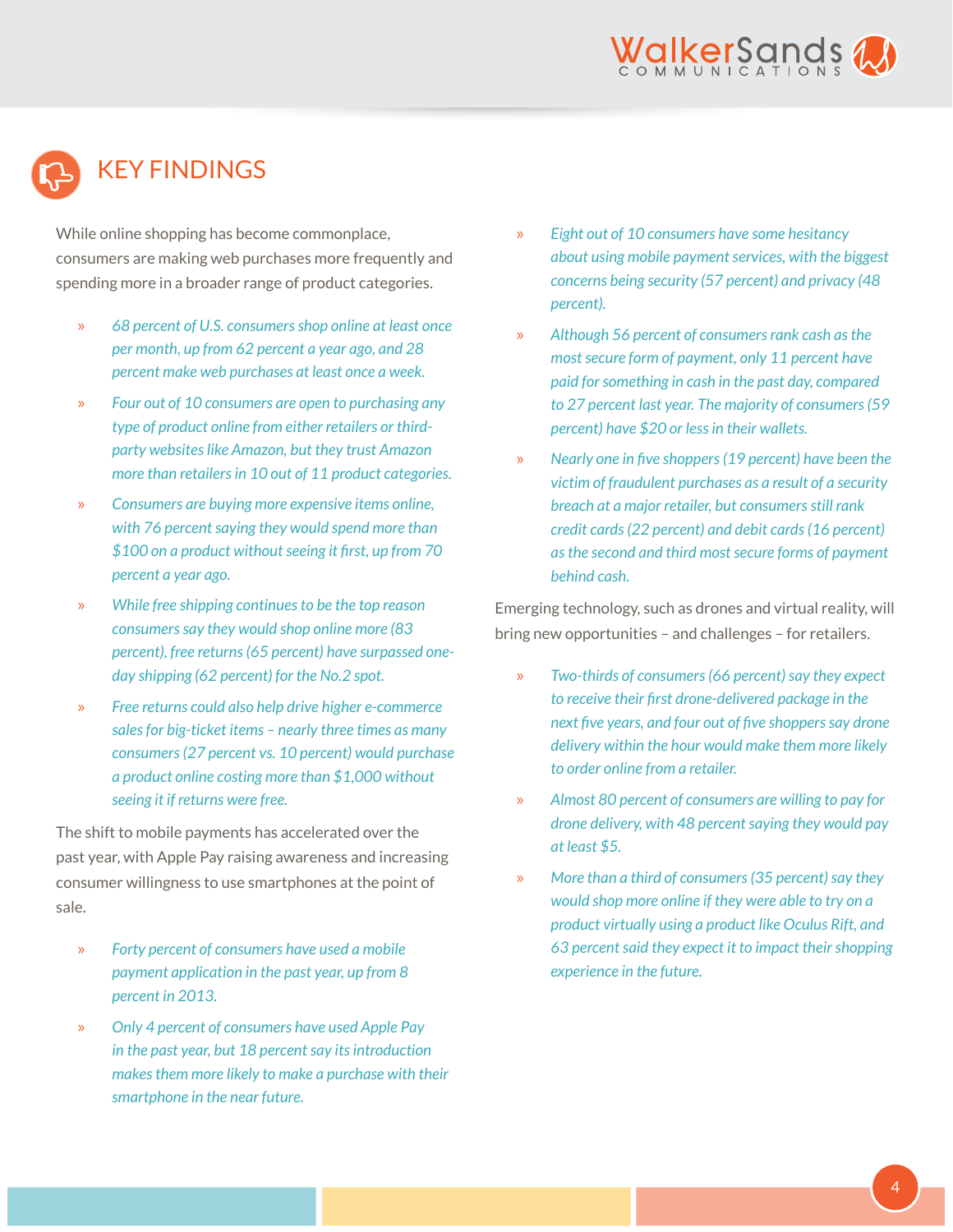## KEY FINDINGS

While online shopping has become commonplace, consumers are making web purchases more frequently and spending more in a broader range of product categories.

- *68 percent of U.S. consumers shop online at least once per month, up from 62 percent a year ago, and 28 percent make web purchases at least once a week.*
- *Four out of 10 consumers are open to purchasing any type of product online from either retailers or third-party websites like Amazon, but they trust Amazon more than retailers in 10 out of 11 product categories.*
- *Consumers are buying more expensive items online, with 76 percent saying they would spend more than $100 on a product without seeing it first, up from 70 percent a year ago.*
- *While free shipping continues to be the top reason consumers say they would shop online more (83 percent), free returns (65 percent) have surpassed one-day shipping (62 percent) for the No.2 spot.*
- *Free returns could also help drive higher e-commerce sales for big-ticket items – nearly three times as many consumers (27 percent vs. 10 percent) would purchase a product online costing more than $1,000 without seeing it if returns were free.*

The shift to mobile payments has accelerated over the past year, with Apple Pay raising awareness and increasing consumer willingness to use smartphones at the point of sale.

- *Forty percent of consumers have used a mobile payment application in the past year, up from 8 percent in 2013.*
- *Only 4 percent of consumers have used Apple Pay in the past year, but 18 percent say its introduction makes them more likely to make a purchase with their smartphone in the near future.*
- *Eight out of 10 consumers have some hesitancy about using mobile payment services, with the biggest concerns being security (57 percent) and privacy (48 percent).*
- *Although 56 percent of consumers rank cash as the most secure form of payment, only 11 percent have paid for something in cash in the past day, compared to 27 percent last year. The majority of consumers (59 percent) have $20 or less in their wallets.*
- *Nearly one in five shoppers (19 percent) have been the victim of fraudulent purchases as a result of a security breach at a major retailer, but consumers still rank credit cards (22 percent) and debit cards (16 percent) as the second and third most secure forms of payment behind cash.*

Emerging technology, such as drones and virtual reality, will bring new opportunities – and challenges – for retailers.

- *Two-thirds of consumers (66 percent) say they expect to receive their first drone-delivered package in the next five years, and four out of five shoppers say drone delivery within the hour would make them more likely to order online from a retailer.*
- *Almost 80 percent of consumers are willing to pay for drone delivery, with 48 percent saying they would pay at least $5.*
- *More than a third of consumers (35 percent) say they would shop more online if they were able to try on a product virtually using a product like Oculus Rift, and 63 percent said they expect it to impact their shopping experience in the future.*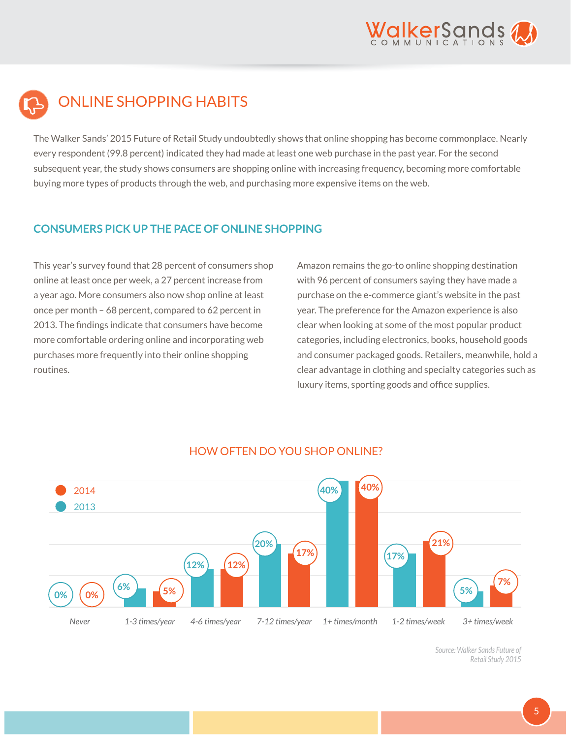## ONLINE SHOPPING HABITS

The Walker Sands' 2015 Future of Retail Study undoubtedly shows that online shopping has become commonplace. Nearly every respondent (99.8 percent) indicated they had made at least one web purchase in the past year. For the second subsequent year, the study shows consumers are shopping online with increasing frequency, becoming more comfortable buying more types of products through the web, and purchasing more expensive items on the web.

### CONSUMERS PICK UP THE PACE OF ONLINE SHOPPING

This year's survey found that 28 percent of consumers shop online at least once per week, a 27 percent increase from a year ago. More consumers also now shop online at least once per month – 68 percent, compared to 62 percent in 2013. The findings indicate that consumers have become more comfortable ordering online and incorporating web purchases more frequently into their online shopping routines.

Amazon remains the go-to online shopping destination with 96 percent of consumers saying they have made a purchase on the e-commerce giant's website in the past year. The preference for the Amazon experience is also clear when looking at some of the most popular product categories, including electronics, books, household goods and consumer packaged goods. Retailers, meanwhile, hold a clear advantage in clothing and specialty categories such as luxury items, sporting goods and office supplies.

#### HOW OFTEN DO YOU SHOP ONLINE?

| | 2013 | 2014 |
|---|---|---|
| Never | 0% | 0% |
| 1-3 times/year | 6% | 5% |
| 4-6 times/year | 12% | 12% |
| 7-12 times/year | 20% | 17% |
| 1+ times/month | 40% | 40% |
| 1-2 times/week | 17% | 21% |
| 3+ times/week | 5% | 7% |

*Source: Walker Sands Future of Retail Study 2015*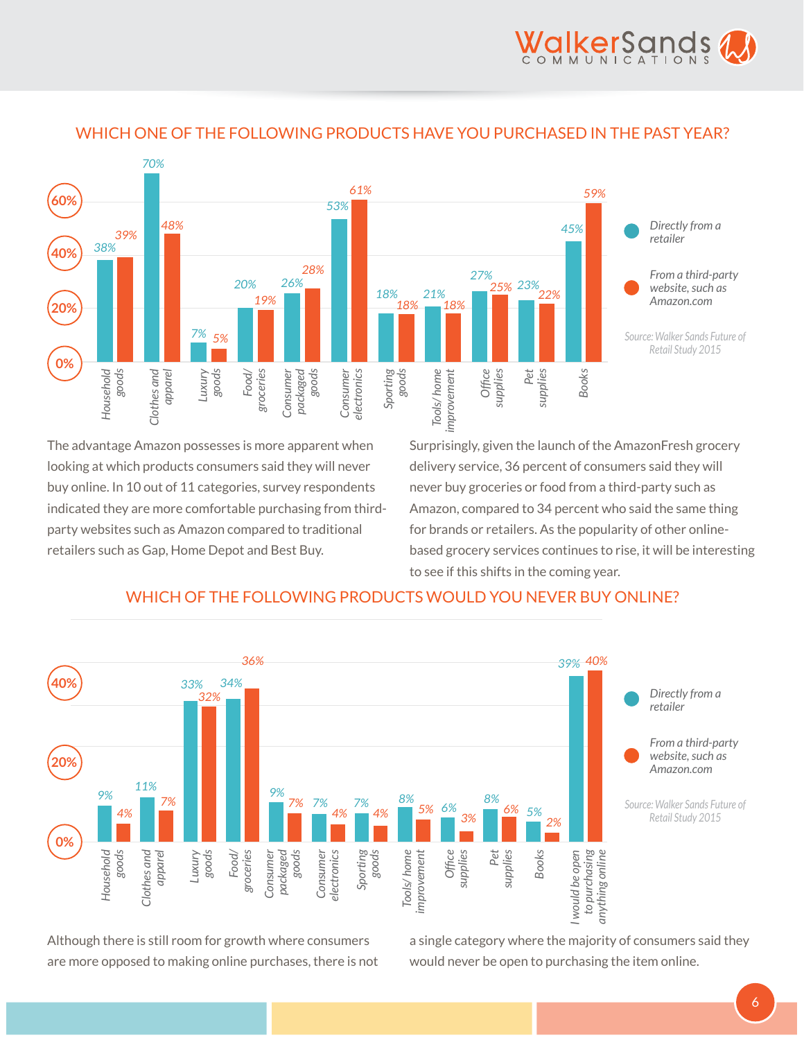## WHICH ONE OF THE FOLLOWING PRODUCTS HAVE YOU PURCHASED IN THE PAST YEAR?

| Product | Directly from a retailer | From a third-party website, such as Amazon.com |
|---|---|---|
| Household goods | 38% | 39% |
| Clothes and apparel | 70% | 48% |
| Luxury goods | 7% | 5% |
| Food/ groceries | 20% | 19% |
| Consumer packaged goods | 26% | 28% |
| Consumer electronics | 53% | 61% |
| Sporting goods | 18% | 18% |
| Tools/ home improvement | 21% | 18% |
| Office supplies | 27% | 25% |
| Pet supplies | 23% | 22% |
| Books | 45% | 59% |

*Source: Walker Sands Future of Retail Study 2015*

The advantage Amazon possesses is more apparent when looking at which products consumers said they will never buy online. In 10 out of 11 categories, survey respondents indicated they are more comfortable purchasing from third-party websites such as Amazon compared to traditional retailers such as Gap, Home Depot and Best Buy.

Surprisingly, given the launch of the AmazonFresh grocery delivery service, 36 percent of consumers said they will never buy groceries or food from a third-party such as Amazon, compared to 34 percent who said the same thing for brands or retailers. As the popularity of other online-based grocery services continues to rise, it will be interesting to see if this shifts in the coming year.

## WHICH OF THE FOLLOWING PRODUCTS WOULD YOU NEVER BUY ONLINE?

| Product | Directly from a retailer | From a third-party website, such as Amazon.com |
|---|---|---|
| Household goods | 9% | 4% |
| Clothes and apparel | 11% | 7% |
| Luxury goods | 33% | 32% |
| Food/ groceries | 34% | 36% |
| Consumer packaged goods | 9% | 7% |
| Consumer electronics | 7% | 4% |
| Sporting goods | 7% | 4% |
| Tools/ home improvement | 8% | 5% |
| Office supplies | 6% | 3% |
| Pet supplies | 8% | 6% |
| Books | 5% | 2% |
| I would be open to purchasing anything online | 39% | 40% |

*Source: Walker Sands Future of Retail Study 2015*

Although there is still room for growth where consumers are more opposed to making online purchases, there is not a single category where the majority of consumers said they would never be open to purchasing the item online.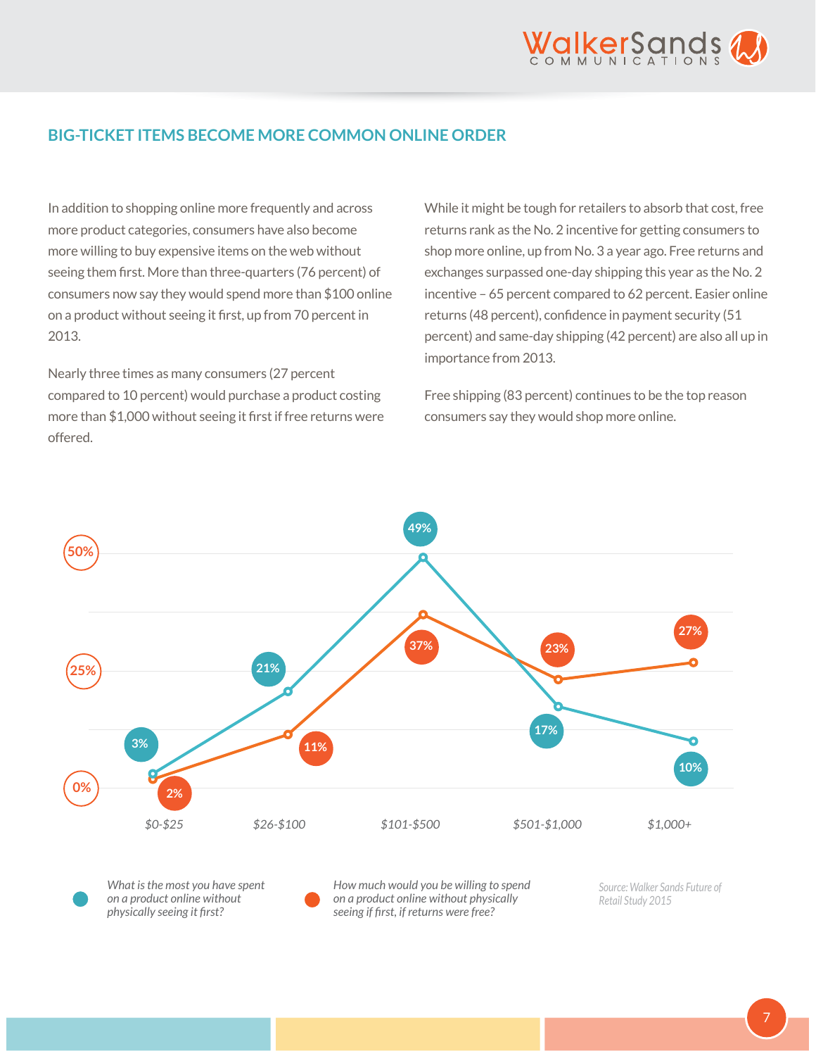## BIG-TICKET ITEMS BECOME MORE COMMON ONLINE ORDER

In addition to shopping online more frequently and across more product categories, consumers have also become more willing to buy expensive items on the web without seeing them first. More than three-quarters (76 percent) of consumers now say they would spend more than $100 online on a product without seeing it first, up from 70 percent in 2013.

Nearly three times as many consumers (27 percent compared to 10 percent) would purchase a product costing more than $1,000 without seeing it first if free returns were offered.

While it might be tough for retailers to absorb that cost, free returns rank as the No. 2 incentive for getting consumers to shop more online, up from No. 3 a year ago. Free returns and exchanges surpassed one-day shipping this year as the No. 2 incentive – 65 percent compared to 62 percent. Easier online returns (48 percent), confidence in payment security (51 percent) and same-day shipping (42 percent) are also all up in importance from 2013.

Free shipping (83 percent) continues to be the top reason consumers say they would shop more online.

| | $0-$25 | $26-$100 | $101-$500 | $501-$1,000 | $1,000+ |
|---|---|---|---|---|---|
| What is the most you have spent on a product online without physically seeing it first? | 3% | 21% | 49% | 17% | 10% |
| How much would you be willing to spend on a product online without physically seeing it first, if returns were free? | 2% | 11% | 37% | 23% | 27% |

Source: Walker Sands Future of Retail Study 2015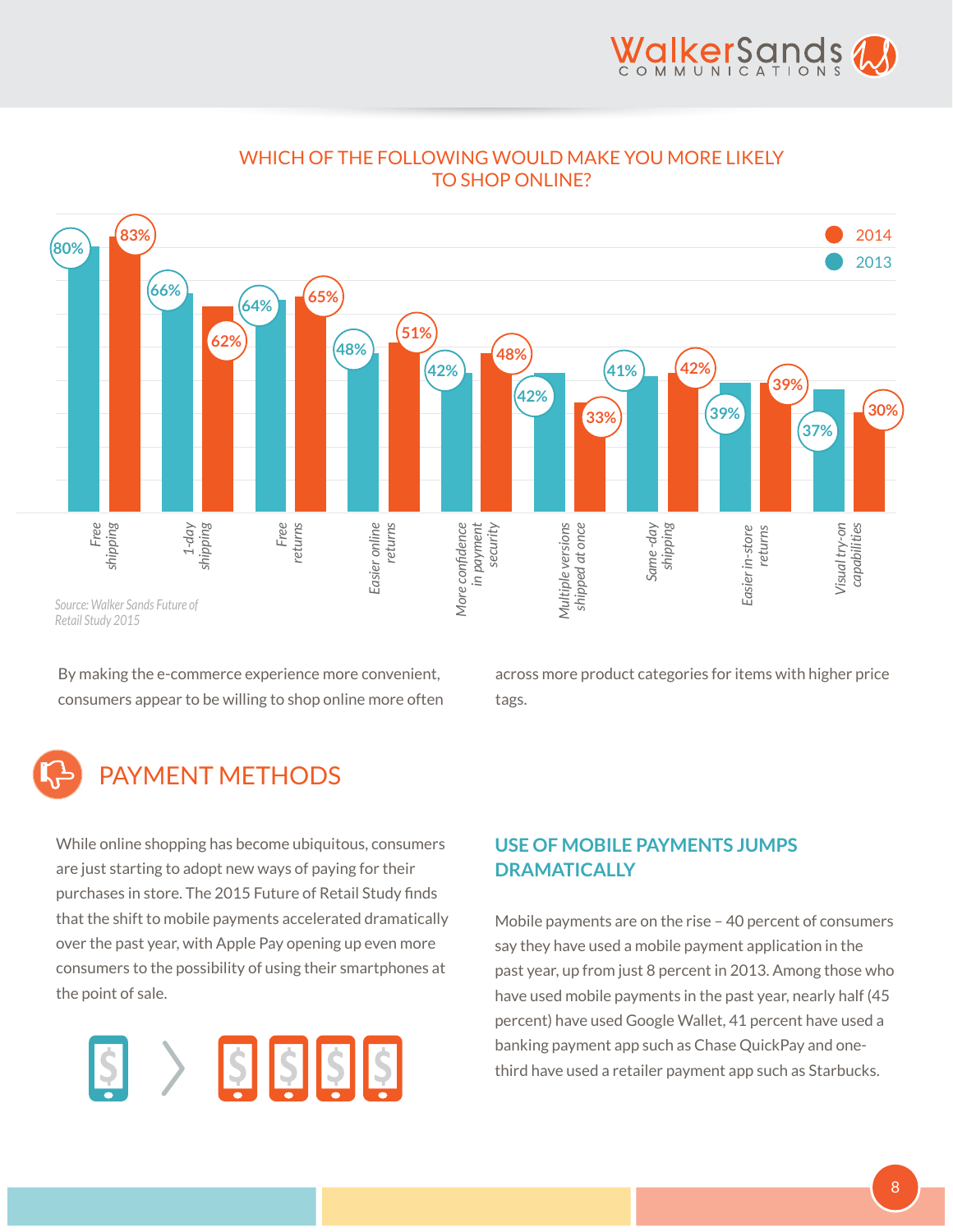## WHICH OF THE FOLLOWING WOULD MAKE YOU MORE LIKELY TO SHOP ONLINE?

| | 2013 | 2014 |
|---|---|---|
| Free shipping | 80% | 83% |
| 1-day shipping | 66% | 62% |
| Free returns | 64% | 65% |
| Easier online returns | 48% | 51% |
| More confidence in payment security | 42% | 48% |
| Multiple versions shipped at once | 42% | 33% |
| Same-day shipping | 41% | 42% |
| Easier in-store returns | 39% | 39% |
| Visual try-on capabilities | 37% | 30% |

*Source: Walker Sands Future of Retail Study 2015*

By making the e-commerce experience more convenient, consumers appear to be willing to shop online more often across more product categories for items with higher price tags.

# PAYMENT METHODS

While online shopping has become ubiquitous, consumers are just starting to adopt new ways of paying for their purchases in store. The 2015 Future of Retail Study finds that the shift to mobile payments accelerated dramatically over the past year, with Apple Pay opening up even more consumers to the possibility of using their smartphones at the point of sale.

## USE OF MOBILE PAYMENTS JUMPS DRAMATICALLY

Mobile payments are on the rise – 40 percent of consumers say they have used a mobile payment application in the past year, up from just 8 percent in 2013. Among those who have used mobile payments in the past year, nearly half (45 percent) have used Google Wallet, 41 percent have used a banking payment app such as Chase QuickPay and one-third have used a retailer payment app such as Starbucks.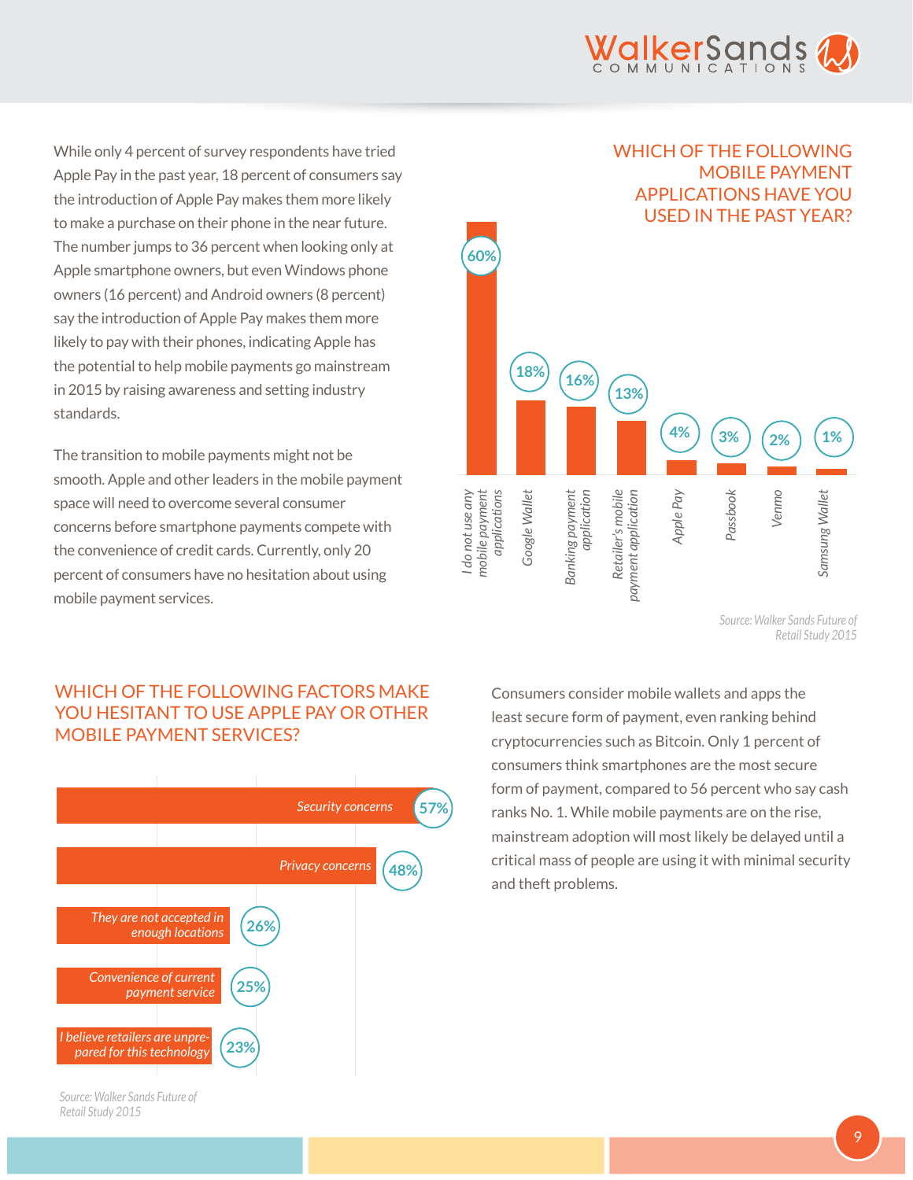While only 4 percent of survey respondents have tried Apple Pay in the past year, 18 percent of consumers say the introduction of Apple Pay makes them more likely to make a purchase on their phone in the near future. The number jumps to 36 percent when looking only at Apple smartphone owners, but even Windows phone owners (16 percent) and Android owners (8 percent) say the introduction of Apple Pay makes them more likely to pay with their phones, indicating Apple has the potential to help mobile payments go mainstream in 2015 by raising awareness and setting industry standards.

The transition to mobile payments might not be smooth. Apple and other leaders in the mobile payment space will need to overcome several consumer concerns before smartphone payments compete with the convenience of credit cards. Currently, only 20 percent of consumers have no hesitation about using mobile payment services.

## WHICH OF THE FOLLOWING MOBILE PAYMENT APPLICATIONS HAVE YOU USED IN THE PAST YEAR?

| Application | Percentage |
|---|---|
| I do not use any mobile payment applications | 60% |
| Google Wallet | 18% |
| Banking payment application | 16% |
| Retailer's mobile payment application | 13% |
| Apple Pay | 4% |
| Passbook | 3% |
| Venmo | 2% |
| Samsung Wallet | 1% |

*Source: Walker Sands Future of Retail Study 2015*

## WHICH OF THE FOLLOWING FACTORS MAKE YOU HESITANT TO USE APPLE PAY OR OTHER MOBILE PAYMENT SERVICES?

| Factor | Percentage |
|---|---|
| Security concerns | 57% |
| Privacy concerns | 48% |
| They are not accepted in enough locations | 26% |
| Convenience of current payment service | 25% |
| I believe retailers are unprepared for this technology | 23% |

*Source: Walker Sands Future of Retail Study 2015*

Consumers consider mobile wallets and apps the least secure form of payment, even ranking behind cryptocurrencies such as Bitcoin. Only 1 percent of consumers think smartphones are the most secure form of payment, compared to 56 percent who say cash ranks No. 1. While mobile payments are on the rise, mainstream adoption will most likely be delayed until a critical mass of people are using it with minimal security and theft problems.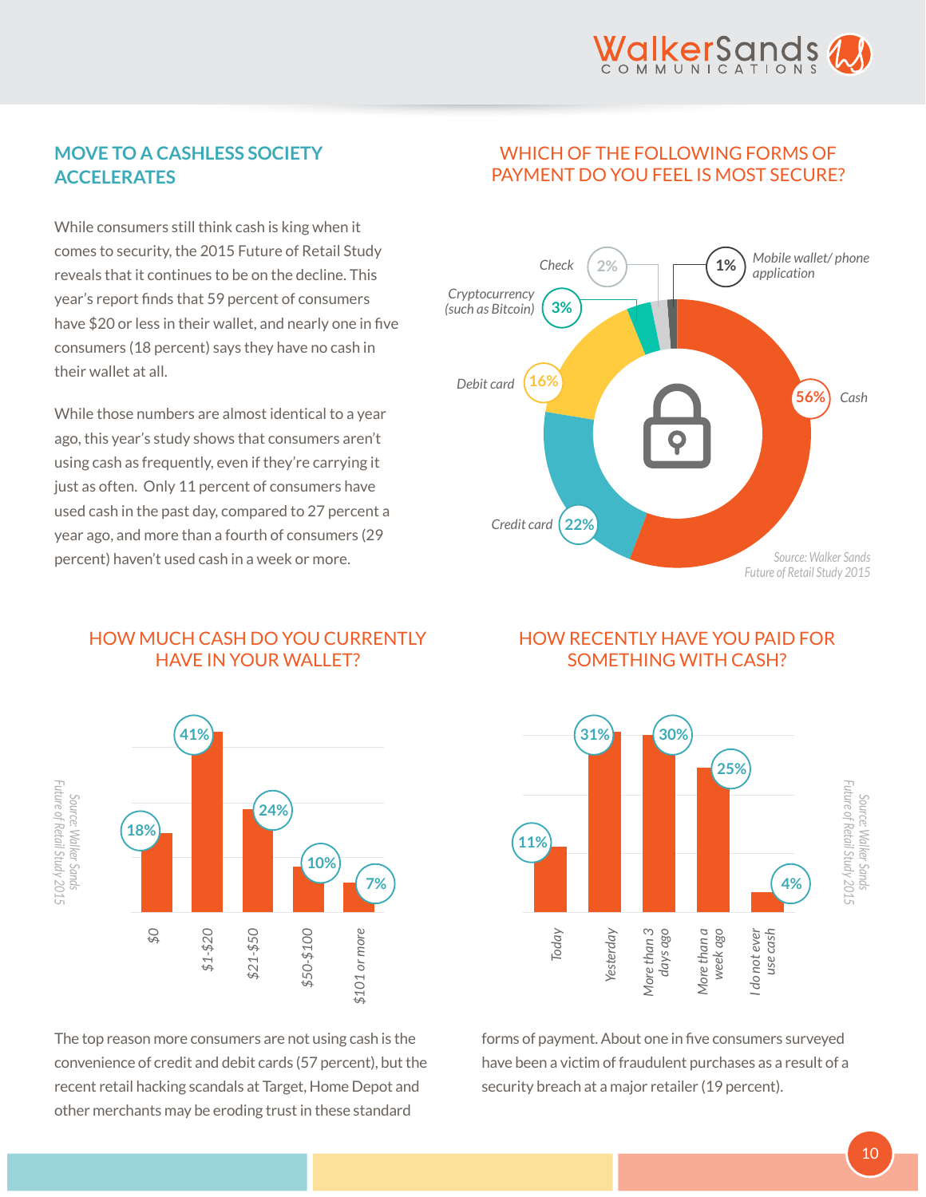## MOVE TO A CASHLESS SOCIETY ACCELERATES

While consumers still think cash is king when it comes to security, the 2015 Future of Retail Study reveals that it continues to be on the decline. This year's report finds that 59 percent of consumers have $20 or less in their wallet, and nearly one in five consumers (18 percent) says they have no cash in their wallet at all.

While those numbers are almost identical to a year ago, this year's study shows that consumers aren't using cash as frequently, even if they're carrying it just as often. Only 11 percent of consumers have used cash in the past day, compared to 27 percent a year ago, and more than a fourth of consumers (29 percent) haven't used cash in a week or more.

### WHICH OF THE FOLLOWING FORMS OF PAYMENT DO YOU FEEL IS MOST SECURE?

| Form of payment | Percent |
|---|---|
| Cash | 56% |
| Credit card | 22% |
| Debit card | 16% |
| Cryptocurrency (such as Bitcoin) | 3% |
| Check | 2% |
| Mobile wallet/ phone application | 1% |

*Source: Walker Sands Future of Retail Study 2015*

### HOW MUCH CASH DO YOU CURRENTLY HAVE IN YOUR WALLET?

| Amount | Percent |
|---|---|
| $0 | 18% |
| $1-$20 | 41% |
| $21-$50 | 24% |
| $50-$100 | 10% |
| $101 or more | 7% |

*Source: Walker Sands Future of Retail Study 2015*

### HOW RECENTLY HAVE YOU PAID FOR SOMETHING WITH CASH?

| Response | Percent |
|---|---|
| Today | 11% |
| Yesterday | 31% |
| More than 3 days ago | 30% |
| More than a week ago | 25% |
| I do not ever use cash | 4% |

*Source: Walker Sands Future of Retail Study 2015*

The top reason more consumers are not using cash is the convenience of credit and debit cards (57 percent), but the recent retail hacking scandals at Target, Home Depot and other merchants may be eroding trust in these standard forms of payment. About one in five consumers surveyed have been a victim of fraudulent purchases as a result of a security breach at a major retailer (19 percent).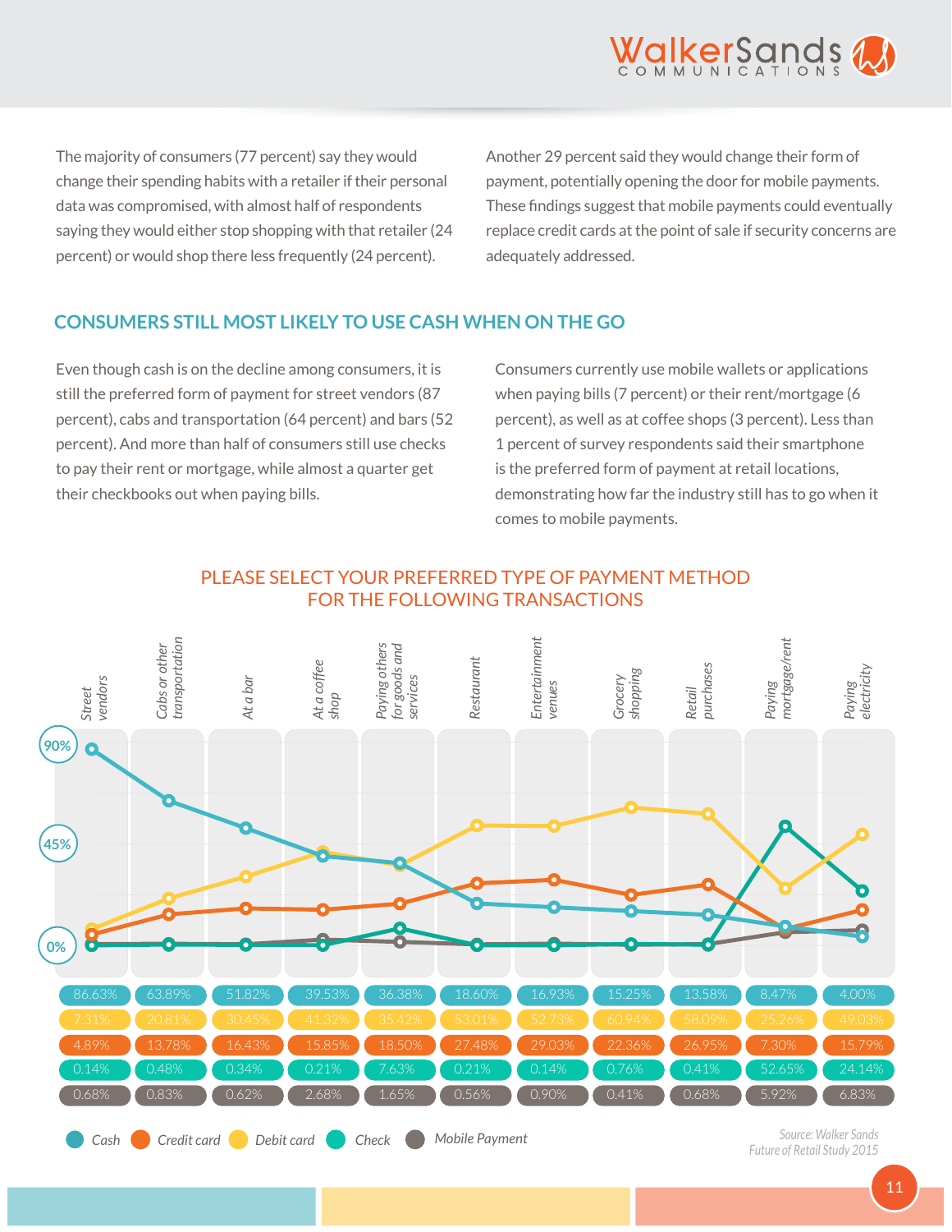The majority of consumers (77 percent) say they would change their spending habits with a retailer if their personal data was compromised, with almost half of respondents saying they would either stop shopping with that retailer (24 percent) or would shop there less frequently (24 percent).

Another 29 percent said they would change their form of payment, potentially opening the door for mobile payments. These findings suggest that mobile payments could eventually replace credit cards at the point of sale if security concerns are adequately addressed.

## CONSUMERS STILL MOST LIKELY TO USE CASH WHEN ON THE GO

Even though cash is on the decline among consumers, it is still the preferred form of payment for street vendors (87 percent), cabs and transportation (64 percent) and bars (52 percent). And more than half of consumers still use checks to pay their rent or mortgage, while almost a quarter get their checkbooks out when paying bills.

Consumers currently use mobile wallets or applications when paying bills (7 percent) or their rent/mortgage (6 percent), as well as at coffee shops (3 percent). Less than 1 percent of survey respondents said their smartphone is the preferred form of payment at retail locations, demonstrating how far the industry still has to go when it comes to mobile payments.

### PLEASE SELECT YOUR PREFERRED TYPE OF PAYMENT METHOD FOR THE FOLLOWING TRANSACTIONS

| | Street vendors | Cabs or other transportation | At a bar | At a coffee shop | Paying others for goods and services | Restaurant | Entertainment venues | Grocery shopping | Retail purchases | Paying mortgage/rent | Paying electricity |
|---|---|---|---|---|---|---|---|---|---|---|---|
| Cash | 86.63% | 63.89% | 51.82% | 39.53% | 36.38% | 18.60% | 16.93% | 15.25% | 13.58% | 8.47% | 4.00% |
| Debit card | 7.31% | 20.81% | 30.45% | 41.32% | 35.42% | 53.01% | 52.73% | 60.94% | 58.09% | 25.26% | 49.03% |
| Credit card | 4.89% | 13.78% | 16.43% | 15.85% | 18.50% | 27.48% | 29.03% | 22.36% | 26.95% | 7.30% | 15.79% |
| Check | 0.14% | 0.48% | 0.34% | 0.21% | 7.63% | 0.21% | 0.14% | 0.76% | 0.41% | 52.65% | 24.14% |
| Mobile Payment | 0.68% | 0.83% | 0.62% | 2.68% | 1.65% | 0.56% | 0.90% | 0.41% | 0.68% | 5.92% | 6.83% |

Source: Walker Sands Future of Retail Study 2015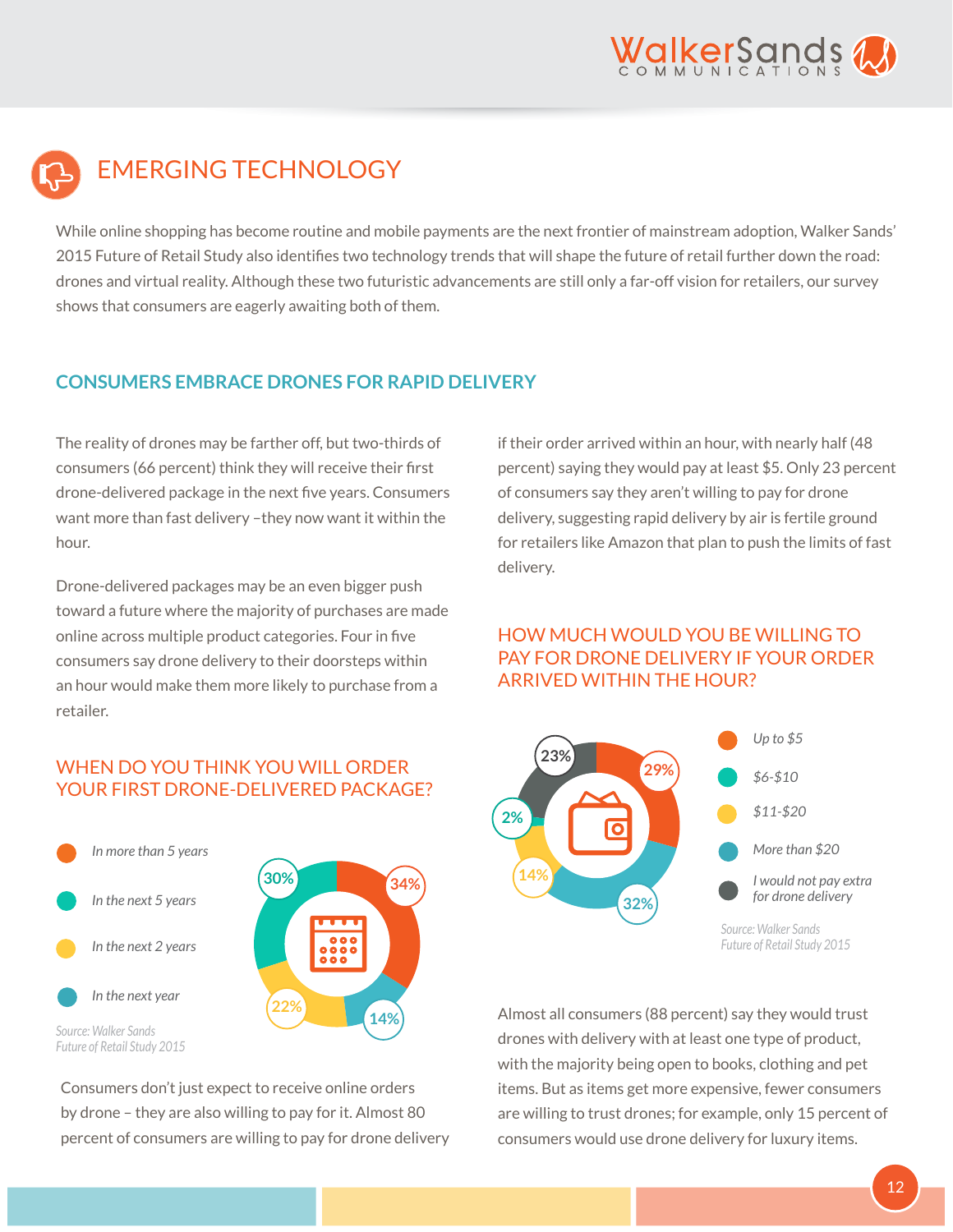# EMERGING TECHNOLOGY

While online shopping has become routine and mobile payments are the next frontier of mainstream adoption, Walker Sands' 2015 Future of Retail Study also identifies two technology trends that will shape the future of retail further down the road: drones and virtual reality. Although these two futuristic advancements are still only a far-off vision for retailers, our survey shows that consumers are eagerly awaiting both of them.

## CONSUMERS EMBRACE DRONES FOR RAPID DELIVERY

The reality of drones may be farther off, but two-thirds of consumers (66 percent) think they will receive their first drone-delivered package in the next five years. Consumers want more than fast delivery –they now want it within the hour.

Drone-delivered packages may be an even bigger push toward a future where the majority of purchases are made online across multiple product categories. Four in five consumers say drone delivery to their doorsteps within an hour would make them more likely to purchase from a retailer.

### WHEN DO YOU THINK YOU WILL ORDER YOUR FIRST DRONE-DELIVERED PACKAGE?

| Response | Percent |
| --- | --- |
| *In more than 5 years* | 34% |
| *In the next 5 years* | 30% |
| *In the next 2 years* | 22% |
| *In the next year* | 14% |

*Source: Walker Sands Future of Retail Study 2015*

Consumers don't just expect to receive online orders by drone – they are also willing to pay for it. Almost 80 percent of consumers are willing to pay for drone delivery if their order arrived within an hour, with nearly half (48 percent) saying they would pay at least $5. Only 23 percent of consumers say they aren't willing to pay for drone delivery, suggesting rapid delivery by air is fertile ground for retailers like Amazon that plan to push the limits of fast delivery.

### HOW MUCH WOULD YOU BE WILLING TO PAY FOR DRONE DELIVERY IF YOUR ORDER ARRIVED WITHIN THE HOUR?

| Response | Percent |
| --- | --- |
| *Up to $5* | 29% |
| *$6-$10* | 32% |
| *$11-$20* | 14% |
| *More than $20* | 2% |
| *I would not pay extra for drone delivery* | 23% |

*Source: Walker Sands Future of Retail Study 2015*

Almost all consumers (88 percent) say they would trust drones with delivery with at least one type of product, with the majority being open to books, clothing and pet items. But as items get more expensive, fewer consumers are willing to trust drones; for example, only 15 percent of consumers would use drone delivery for luxury items.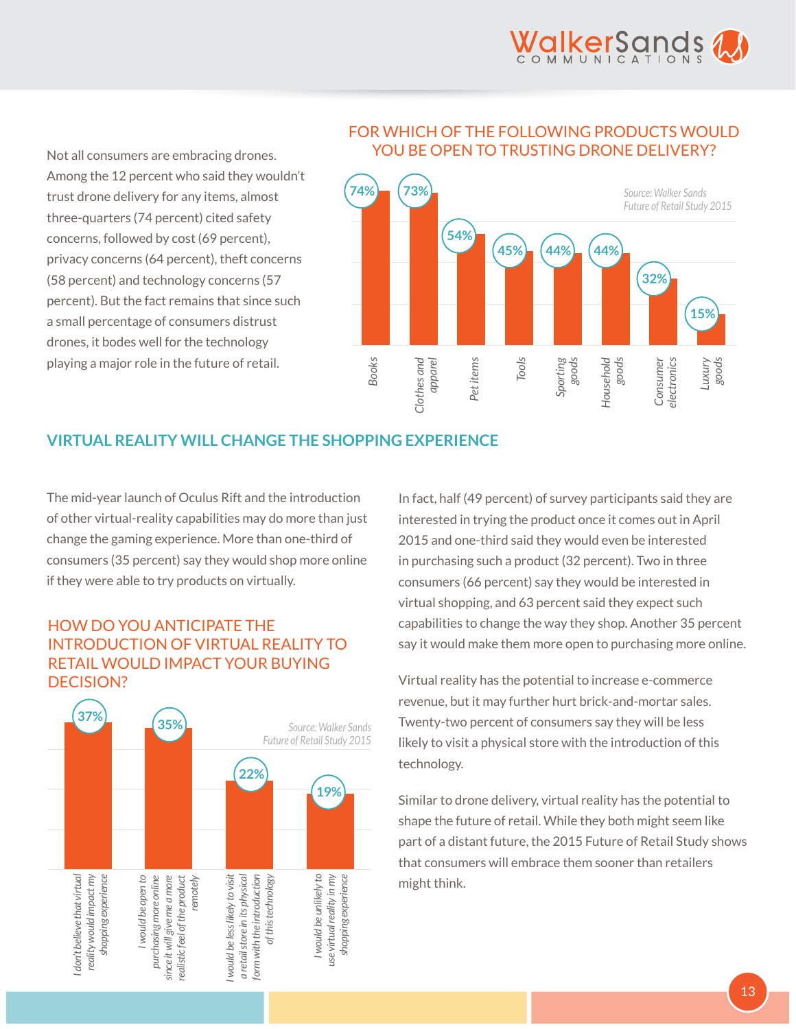Not all consumers are embracing drones. Among the 12 percent who said they wouldn't trust drone delivery for any items, almost three-quarters (74 percent) cited safety concerns, followed by cost (69 percent), privacy concerns (64 percent), theft concerns (58 percent) and technology concerns (57 percent). But the fact remains that since such a small percentage of consumers distrust drones, it bodes well for the technology playing a major role in the future of retail.

### FOR WHICH OF THE FOLLOWING PRODUCTS WOULD YOU BE OPEN TO TRUSTING DRONE DELIVERY?

| Product | Percent |
|---|---|
| Books | 74% |
| Clothes and apparel | 73% |
| Pet items | 54% |
| Tools | 45% |
| Sporting goods | 44% |
| Household goods | 44% |
| Consumer electronics | 32% |
| Luxury goods | 15% |

*Source: Walker Sands Future of Retail Study 2015*

## VIRTUAL REALITY WILL CHANGE THE SHOPPING EXPERIENCE

The mid-year launch of Oculus Rift and the introduction of other virtual-reality capabilities may do more than just change the gaming experience. More than one-third of consumers (35 percent) say they would shop more online if they were able to try products on virtually.

### HOW DO YOU ANTICIPATE THE INTRODUCTION OF VIRTUAL REALITY TO RETAIL WOULD IMPACT YOUR BUYING DECISION?

| Response | Percent |
|---|---|
| I don't believe that virtual reality would impact my shopping experience | 37% |
| I would be open to purchasing more online since it will give me a more realistic feel of the product remotely | 35% |
| I would be less likely to visit a retail store in its physical form with the introduction of this technology | 22% |
| I would be unlikely to use virtual reality in my shopping experience | 19% |

*Source: Walker Sands Future of Retail Study 2015*

In fact, half (49 percent) of survey participants said they are interested in trying the product once it comes out in April 2015 and one-third said they would even be interested in purchasing such a product (32 percent). Two in three consumers (66 percent) say they would be interested in virtual shopping, and 63 percent said they expect such capabilities to change the way they shop. Another 35 percent say it would make them more open to purchasing more online.

Virtual reality has the potential to increase e-commerce revenue, but it may further hurt brick-and-mortar sales. Twenty-two percent of consumers say they will be less likely to visit a physical store with the introduction of this technology.

Similar to drone delivery, virtual reality has the potential to shape the future of retail. While they both might seem like part of a distant future, the 2015 Future of Retail Study shows that consumers will embrace them sooner than retailers might think.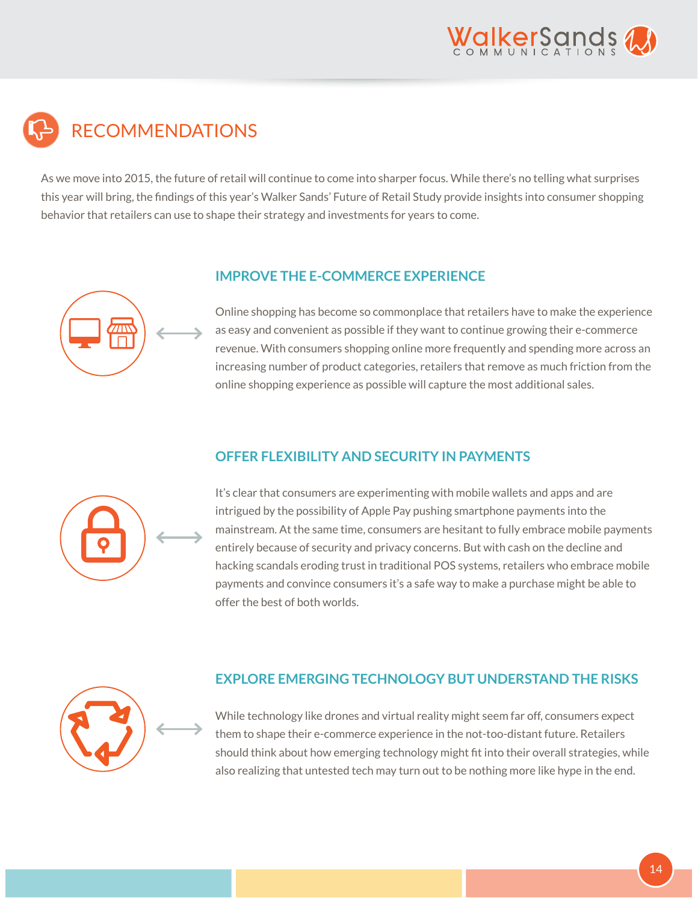# RECOMMENDATIONS

As we move into 2015, the future of retail will continue to come into sharper focus. While there's no telling what surprises this year will bring, the findings of this year's Walker Sands' Future of Retail Study provide insights into consumer shopping behavior that retailers can use to shape their strategy and investments for years to come.

## IMPROVE THE E-COMMERCE EXPERIENCE

Online shopping has become so commonplace that retailers have to make the experience as easy and convenient as possible if they want to continue growing their e-commerce revenue. With consumers shopping online more frequently and spending more across an increasing number of product categories, retailers that remove as much friction from the online shopping experience as possible will capture the most additional sales.

## OFFER FLEXIBILITY AND SECURITY IN PAYMENTS

It's clear that consumers are experimenting with mobile wallets and apps and are intrigued by the possibility of Apple Pay pushing smartphone payments into the mainstream. At the same time, consumers are hesitant to fully embrace mobile payments entirely because of security and privacy concerns. But with cash on the decline and hacking scandals eroding trust in traditional POS systems, retailers who embrace mobile payments and convince consumers it's a safe way to make a purchase might be able to offer the best of both worlds.

## EXPLORE EMERGING TECHNOLOGY BUT UNDERSTAND THE RISKS

While technology like drones and virtual reality might seem far off, consumers expect them to shape their e-commerce experience in the not-too-distant future. Retailers should think about how emerging technology might fit into their overall strategies, while also realizing that untested tech may turn out to be nothing more like hype in the end.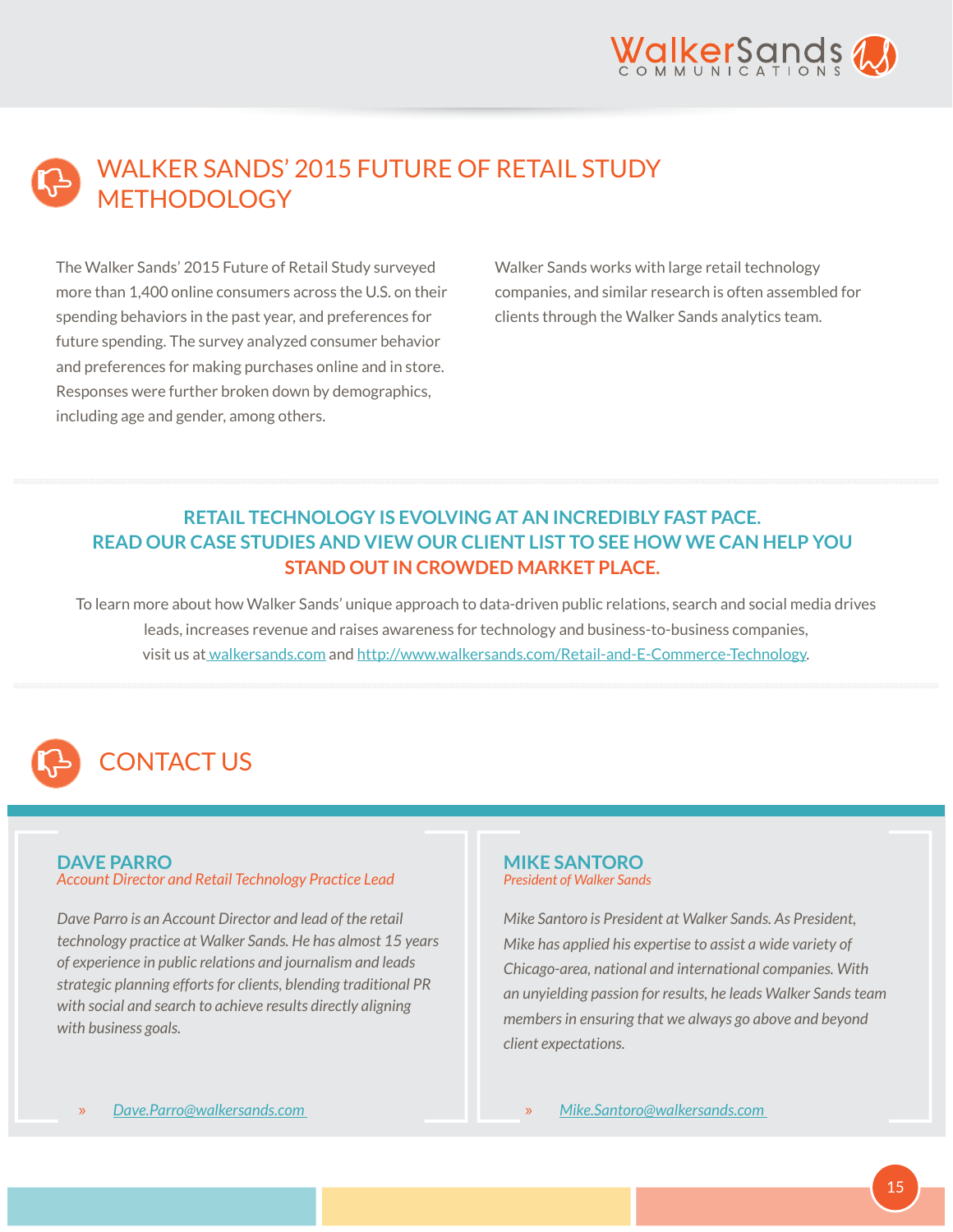# WALKER SANDS' 2015 FUTURE OF RETAIL STUDY METHODOLOGY

The Walker Sands' 2015 Future of Retail Study surveyed more than 1,400 online consumers across the U.S. on their spending behaviors in the past year, and preferences for future spending. The survey analyzed consumer behavior and preferences for making purchases online and in store. Responses were further broken down by demographics, including age and gender, among others.

Walker Sands works with large retail technology companies, and similar research is often assembled for clients through the Walker Sands analytics team.

**RETAIL TECHNOLOGY IS EVOLVING AT AN INCREDIBLY FAST PACE.**
**READ OUR CASE STUDIES AND VIEW OUR CLIENT LIST TO SEE HOW WE CAN HELP YOU STAND OUT IN CROWDED MARKET PLACE.**

To learn more about how Walker Sands' unique approach to data-driven public relations, search and social media drives leads, increases revenue and raises awareness for technology and business-to-business companies, visit us at walkersands.com and http://www.walkersands.com/Retail-and-E-Commerce-Technology.

# CONTACT US

## DAVE PARRO

*Account Director and Retail Technology Practice Lead*

*Dave Parro is an Account Director and lead of the retail technology practice at Walker Sands. He has almost 15 years of experience in public relations and journalism and leads strategic planning efforts for clients, blending traditional PR with social and search to achieve results directly aligning with business goals.*

» Dave.Parro@walkersands.com

## MIKE SANTORO

*President of Walker Sands*

*Mike Santoro is President at Walker Sands. As President, Mike has applied his expertise to assist a wide variety of Chicago-area, national and international companies. With an unyielding passion for results, he leads Walker Sands team members in ensuring that we always go above and beyond client expectations.*

» Mike.Santoro@walkersands.com